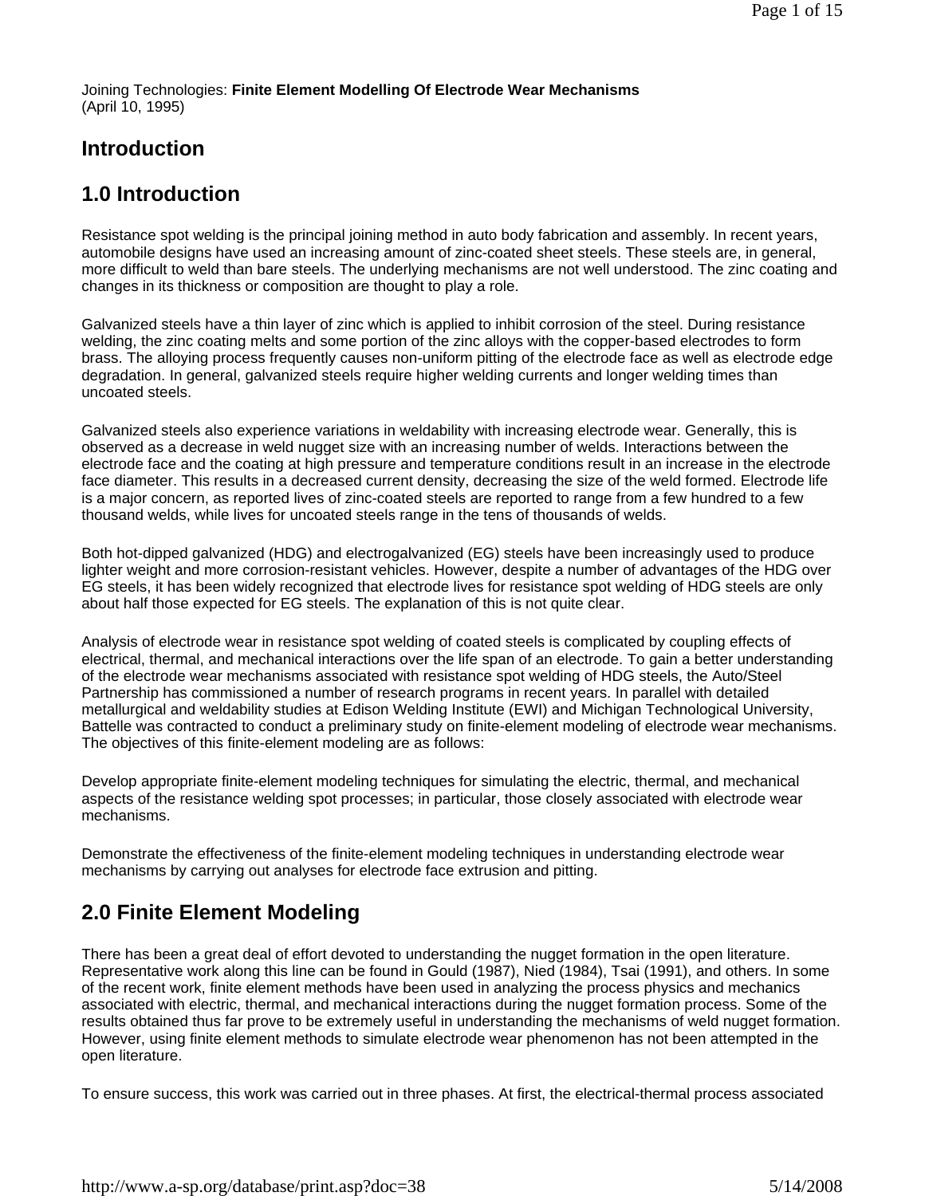Joining Technologies: **Finite Element Modelling Of Electrode Wear Mechanisms**
(April 10, 1995)

## Introduction

## 1.0 Introduction

Resistance spot welding is the principal joining method in auto body fabrication and assembly. In recent years, automobile designs have used an increasing amount of zinc-coated sheet steels. These steels are, in general, more difficult to weld than bare steels. The underlying mechanisms are not well understood. The zinc coating and changes in its thickness or composition are thought to play a role.

Galvanized steels have a thin layer of zinc which is applied to inhibit corrosion of the steel. During resistance welding, the zinc coating melts and some portion of the zinc alloys with the copper-based electrodes to form brass. The alloying process frequently causes non-uniform pitting of the electrode face as well as electrode edge degradation. In general, galvanized steels require higher welding currents and longer welding times than uncoated steels.

Galvanized steels also experience variations in weldability with increasing electrode wear. Generally, this is observed as a decrease in weld nugget size with an increasing number of welds. Interactions between the electrode face and the coating at high pressure and temperature conditions result in an increase in the electrode face diameter. This results in a decreased current density, decreasing the size of the weld formed. Electrode life is a major concern, as reported lives of zinc-coated steels are reported to range from a few hundred to a few thousand welds, while lives for uncoated steels range in the tens of thousands of welds.

Both hot-dipped galvanized (HDG) and electrogalvanized (EG) steels have been increasingly used to produce lighter weight and more corrosion-resistant vehicles. However, despite a number of advantages of the HDG over EG steels, it has been widely recognized that electrode lives for resistance spot welding of HDG steels are only about half those expected for EG steels. The explanation of this is not quite clear.

Analysis of electrode wear in resistance spot welding of coated steels is complicated by coupling effects of electrical, thermal, and mechanical interactions over the life span of an electrode. To gain a better understanding of the electrode wear mechanisms associated with resistance spot welding of HDG steels, the Auto/Steel Partnership has commissioned a number of research programs in recent years. In parallel with detailed metallurgical and weldability studies at Edison Welding Institute (EWI) and Michigan Technological University, Battelle was contracted to conduct a preliminary study on finite-element modeling of electrode wear mechanisms. The objectives of this finite-element modeling are as follows:

Develop appropriate finite-element modeling techniques for simulating the electric, thermal, and mechanical aspects of the resistance welding spot processes; in particular, those closely associated with electrode wear mechanisms.

Demonstrate the effectiveness of the finite-element modeling techniques in understanding electrode wear mechanisms by carrying out analyses for electrode face extrusion and pitting.

## 2.0 Finite Element Modeling

There has been a great deal of effort devoted to understanding the nugget formation in the open literature. Representative work along this line can be found in Gould (1987), Nied (1984), Tsai (1991), and others. In some of the recent work, finite element methods have been used in analyzing the process physics and mechanics associated with electric, thermal, and mechanical interactions during the nugget formation process. Some of the results obtained thus far prove to be extremely useful in understanding the mechanisms of weld nugget formation. However, using finite element methods to simulate electrode wear phenomenon has not been attempted in the open literature.

To ensure success, this work was carried out in three phases. At first, the electrical-thermal process associated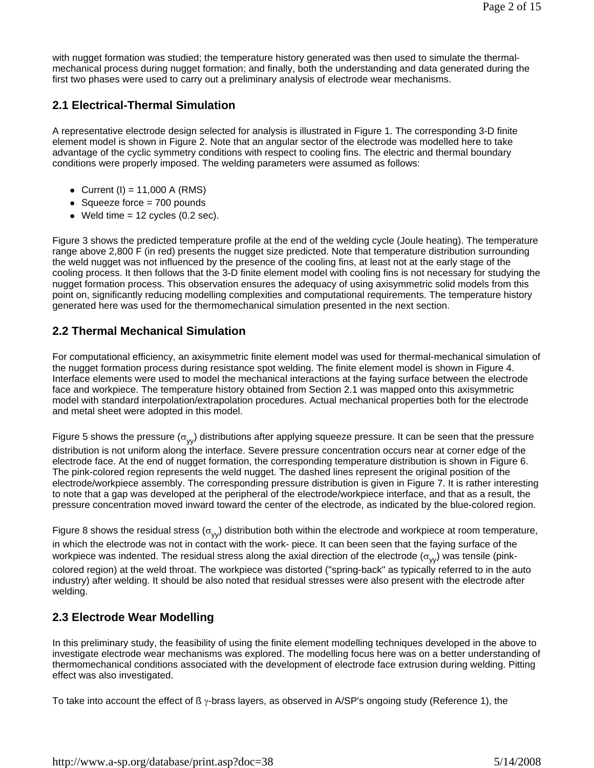with nugget formation was studied; the temperature history generated was then used to simulate the thermal-mechanical process during nugget formation; and finally, both the understanding and data generated during the first two phases were used to carry out a preliminary analysis of electrode wear mechanisms.

## 2.1 Electrical-Thermal Simulation

A representative electrode design selected for analysis is illustrated in Figure 1. The corresponding 3-D finite element model is shown in Figure 2. Note that an angular sector of the electrode was modelled here to take advantage of the cyclic symmetry conditions with respect to cooling fins. The electric and thermal boundary conditions were properly imposed. The welding parameters were assumed as follows:

- Current (I) = 11,000 A (RMS)
- Squeeze force = 700 pounds
- Weld time = 12 cycles (0.2 sec).

Figure 3 shows the predicted temperature profile at the end of the welding cycle (Joule heating). The temperature range above 2,800 F (in red) presents the nugget size predicted. Note that temperature distribution surrounding the weld nugget was not influenced by the presence of the cooling fins, at least not at the early stage of the cooling process. It then follows that the 3-D finite element model with cooling fins is not necessary for studying the nugget formation process. This observation ensures the adequacy of using axisymmetric solid models from this point on, significantly reducing modelling complexities and computational requirements. The temperature history generated here was used for the thermomechanical simulation presented in the next section.

## 2.2 Thermal Mechanical Simulation

For computational efficiency, an axisymmetric finite element model was used for thermal-mechanical simulation of the nugget formation process during resistance spot welding. The finite element model is shown in Figure 4. Interface elements were used to model the mechanical interactions at the faying surface between the electrode face and workpiece. The temperature history obtained from Section 2.1 was mapped onto this axisymmetric model with standard interpolation/extrapolation procedures. Actual mechanical properties both for the electrode and metal sheet were adopted in this model.

Figure 5 shows the pressure ($\sigma_{yy}$) distributions after applying squeeze pressure. It can be seen that the pressure distribution is not uniform along the interface. Severe pressure concentration occurs near at corner edge of the electrode face. At the end of nugget formation, the corresponding temperature distribution is shown in Figure 6. The pink-colored region represents the weld nugget. The dashed lines represent the original position of the electrode/workpiece assembly. The corresponding pressure distribution is given in Figure 7. It is rather interesting to note that a gap was developed at the peripheral of the electrode/workpiece interface, and that as a result, the pressure concentration moved inward toward the center of the electrode, as indicated by the blue-colored region.

Figure 8 shows the residual stress ($\sigma_{yy}$) distribution both within the electrode and workpiece at room temperature, in which the electrode was not in contact with the work- piece. It can been seen that the faying surface of the workpiece was indented. The residual stress along the axial direction of the electrode ($\sigma_{yy}$) was tensile (pink-colored region) at the weld throat. The workpiece was distorted ("spring-back" as typically referred to in the auto industry) after welding. It should be also noted that residual stresses were also present with the electrode after welding.

## 2.3 Electrode Wear Modelling

In this preliminary study, the feasibility of using the finite element modelling techniques developed in the above to investigate electrode wear mechanisms was explored. The modelling focus here was on a better understanding of thermomechanical conditions associated with the development of electrode face extrusion during welding. Pitting effect was also investigated.

To take into account the effect of ß $\gamma$-brass layers, as observed in A/SP's ongoing study (Reference 1), the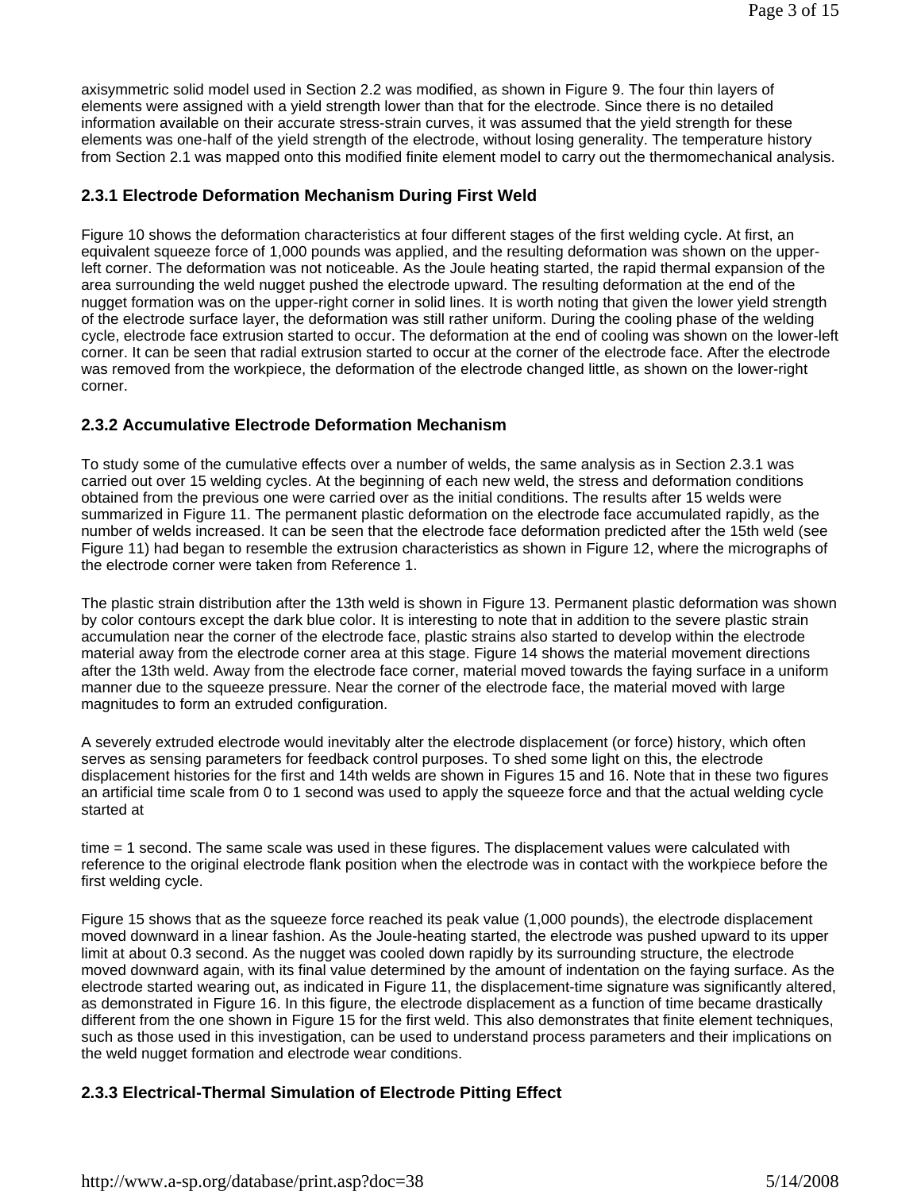axisymmetric solid model used in Section 2.2 was modified, as shown in Figure 9. The four thin layers of elements were assigned with a yield strength lower than that for the electrode. Since there is no detailed information available on their accurate stress-strain curves, it was assumed that the yield strength for these elements was one-half of the yield strength of the electrode, without losing generality. The temperature history from Section 2.1 was mapped onto this modified finite element model to carry out the thermomechanical analysis.

### 2.3.1 Electrode Deformation Mechanism During First Weld

Figure 10 shows the deformation characteristics at four different stages of the first welding cycle. At first, an equivalent squeeze force of 1,000 pounds was applied, and the resulting deformation was shown on the upper-left corner. The deformation was not noticeable. As the Joule heating started, the rapid thermal expansion of the area surrounding the weld nugget pushed the electrode upward. The resulting deformation at the end of the nugget formation was on the upper-right corner in solid lines. It is worth noting that given the lower yield strength of the electrode surface layer, the deformation was still rather uniform. During the cooling phase of the welding cycle, electrode face extrusion started to occur. The deformation at the end of cooling was shown on the lower-left corner. It can be seen that radial extrusion started to occur at the corner of the electrode face. After the electrode was removed from the workpiece, the deformation of the electrode changed little, as shown on the lower-right corner.

### 2.3.2 Accumulative Electrode Deformation Mechanism

To study some of the cumulative effects over a number of welds, the same analysis as in Section 2.3.1 was carried out over 15 welding cycles. At the beginning of each new weld, the stress and deformation conditions obtained from the previous one were carried over as the initial conditions. The results after 15 welds were summarized in Figure 11. The permanent plastic deformation on the electrode face accumulated rapidly, as the number of welds increased. It can be seen that the electrode face deformation predicted after the 15th weld (see Figure 11) had began to resemble the extrusion characteristics as shown in Figure 12, where the micrographs of the electrode corner were taken from Reference 1.

The plastic strain distribution after the 13th weld is shown in Figure 13. Permanent plastic deformation was shown by color contours except the dark blue color. It is interesting to note that in addition to the severe plastic strain accumulation near the corner of the electrode face, plastic strains also started to develop within the electrode material away from the electrode corner area at this stage. Figure 14 shows the material movement directions after the 13th weld. Away from the electrode face corner, material moved towards the faying surface in a uniform manner due to the squeeze pressure. Near the corner of the electrode face, the material moved with large magnitudes to form an extruded configuration.

A severely extruded electrode would inevitably alter the electrode displacement (or force) history, which often serves as sensing parameters for feedback control purposes. To shed some light on this, the electrode displacement histories for the first and 14th welds are shown in Figures 15 and 16. Note that in these two figures an artificial time scale from 0 to 1 second was used to apply the squeeze force and that the actual welding cycle started at time = 1 second. The same scale was used in these figures. The displacement values were calculated with reference to the original electrode flank position when the electrode was in contact with the workpiece before the first welding cycle.

Figure 15 shows that as the squeeze force reached its peak value (1,000 pounds), the electrode displacement moved downward in a linear fashion. As the Joule-heating started, the electrode was pushed upward to its upper limit at about 0.3 second. As the nugget was cooled down rapidly by its surrounding structure, the electrode moved downward again, with its final value determined by the amount of indentation on the faying surface. As the electrode started wearing out, as indicated in Figure 11, the displacement-time signature was significantly altered, as demonstrated in Figure 16. In this figure, the electrode displacement as a function of time became drastically different from the one shown in Figure 15 for the first weld. This also demonstrates that finite element techniques, such as those used in this investigation, can be used to understand process parameters and their implications on the weld nugget formation and electrode wear conditions.

### 2.3.3 Electrical-Thermal Simulation of Electrode Pitting Effect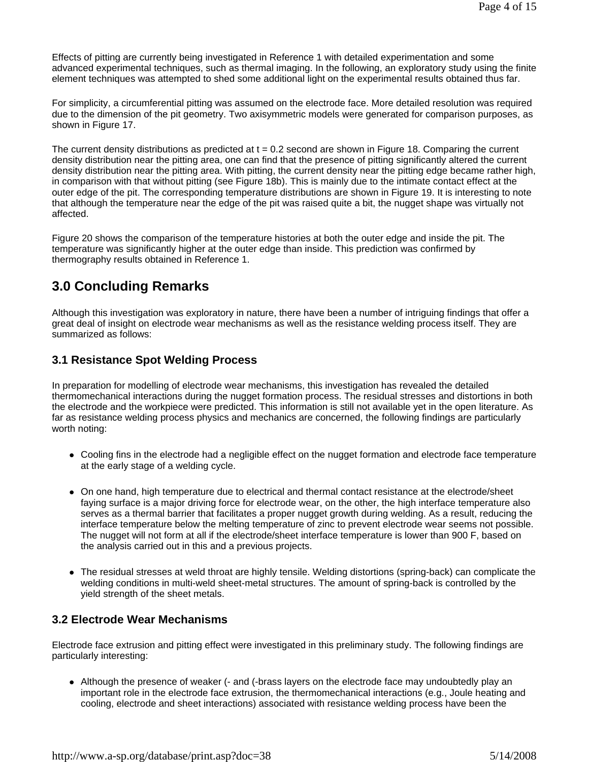Effects of pitting are currently being investigated in Reference 1 with detailed experimentation and some advanced experimental techniques, such as thermal imaging. In the following, an exploratory study using the finite element techniques was attempted to shed some additional light on the experimental results obtained thus far.

For simplicity, a circumferential pitting was assumed on the electrode face. More detailed resolution was required due to the dimension of the pit geometry. Two axisymmetric models were generated for comparison purposes, as shown in Figure 17.

The current density distributions as predicted at t = 0.2 second are shown in Figure 18. Comparing the current density distribution near the pitting area, one can find that the presence of pitting significantly altered the current density distribution near the pitting area. With pitting, the current density near the pitting edge became rather high, in comparison with that without pitting (see Figure 18b). This is mainly due to the intimate contact effect at the outer edge of the pit. The corresponding temperature distributions are shown in Figure 19. It is interesting to note that although the temperature near the edge of the pit was raised quite a bit, the nugget shape was virtually not affected.

Figure 20 shows the comparison of the temperature histories at both the outer edge and inside the pit. The temperature was significantly higher at the outer edge than inside. This prediction was confirmed by thermography results obtained in Reference 1.

## 3.0 Concluding Remarks

Although this investigation was exploratory in nature, there have been a number of intriguing findings that offer a great deal of insight on electrode wear mechanisms as well as the resistance welding process itself. They are summarized as follows:

### 3.1 Resistance Spot Welding Process

In preparation for modelling of electrode wear mechanisms, this investigation has revealed the detailed thermomechanical interactions during the nugget formation process. The residual stresses and distortions in both the electrode and the workpiece were predicted. This information is still not available yet in the open literature. As far as resistance welding process physics and mechanics are concerned, the following findings are particularly worth noting:

- Cooling fins in the electrode had a negligible effect on the nugget formation and electrode face temperature at the early stage of a welding cycle.
- On one hand, high temperature due to electrical and thermal contact resistance at the electrode/sheet faying surface is a major driving force for electrode wear, on the other, the high interface temperature also serves as a thermal barrier that facilitates a proper nugget growth during welding. As a result, reducing the interface temperature below the melting temperature of zinc to prevent electrode wear seems not possible. The nugget will not form at all if the electrode/sheet interface temperature is lower than 900 F, based on the analysis carried out in this and a previous projects.
- The residual stresses at weld throat are highly tensile. Welding distortions (spring-back) can complicate the welding conditions in multi-weld sheet-metal structures. The amount of spring-back is controlled by the yield strength of the sheet metals.

### 3.2 Electrode Wear Mechanisms

Electrode face extrusion and pitting effect were investigated in this preliminary study. The following findings are particularly interesting:

- Although the presence of weaker (- and (-brass layers on the electrode face may undoubtedly play an important role in the electrode face extrusion, the thermomechanical interactions (e.g., Joule heating and cooling, electrode and sheet interactions) associated with resistance welding process have been the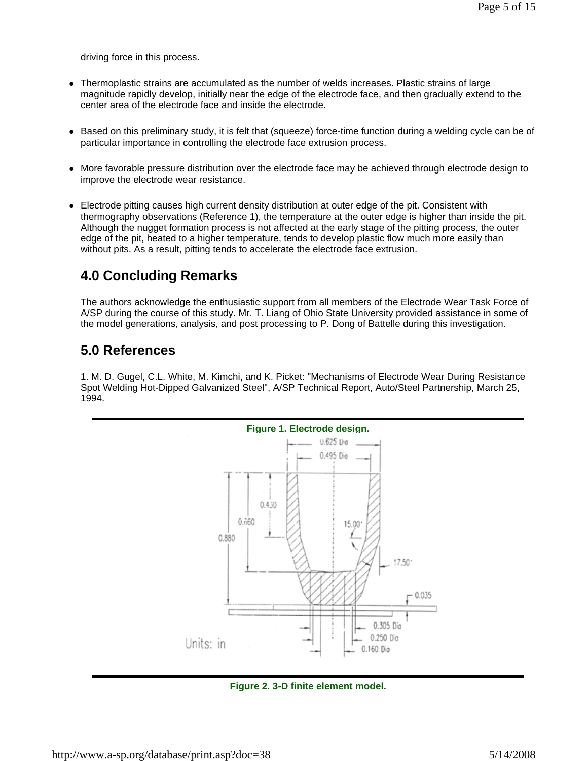driving force in this process.

- Thermoplastic strains are accumulated as the number of welds increases. Plastic strains of large magnitude rapidly develop, initially near the edge of the electrode face, and then gradually extend to the center area of the electrode face and inside the electrode.
- Based on this preliminary study, it is felt that (squeeze) force-time function during a welding cycle can be of particular importance in controlling the electrode face extrusion process.
- More favorable pressure distribution over the electrode face may be achieved through electrode design to improve the electrode wear resistance.
- Electrode pitting causes high current density distribution at outer edge of the pit. Consistent with thermography observations (Reference 1), the temperature at the outer edge is higher than inside the pit. Although the nugget formation process is not affected at the early stage of the pitting process, the outer edge of the pit, heated to a higher temperature, tends to develop plastic flow much more easily than without pits. As a result, pitting tends to accelerate the electrode face extrusion.

## 4.0 Concluding Remarks

The authors acknowledge the enthusiastic support from all members of the Electrode Wear Task Force of A/SP during the course of this study. Mr. T. Liang of Ohio State University provided assistance in some of the model generations, analysis, and post processing to P. Dong of Battelle during this investigation.

## 5.0 References

1. M. D. Gugel, C.L. White, M. Kimchi, and K. Picket: "Mechanisms of Electrode Wear During Resistance Spot Welding Hot-Dipped Galvanized Steel", A/SP Technical Report, Auto/Steel Partnership, March 25, 1994.

**Figure 1. Electrode design.**

**Figure 2. 3-D finite element model.**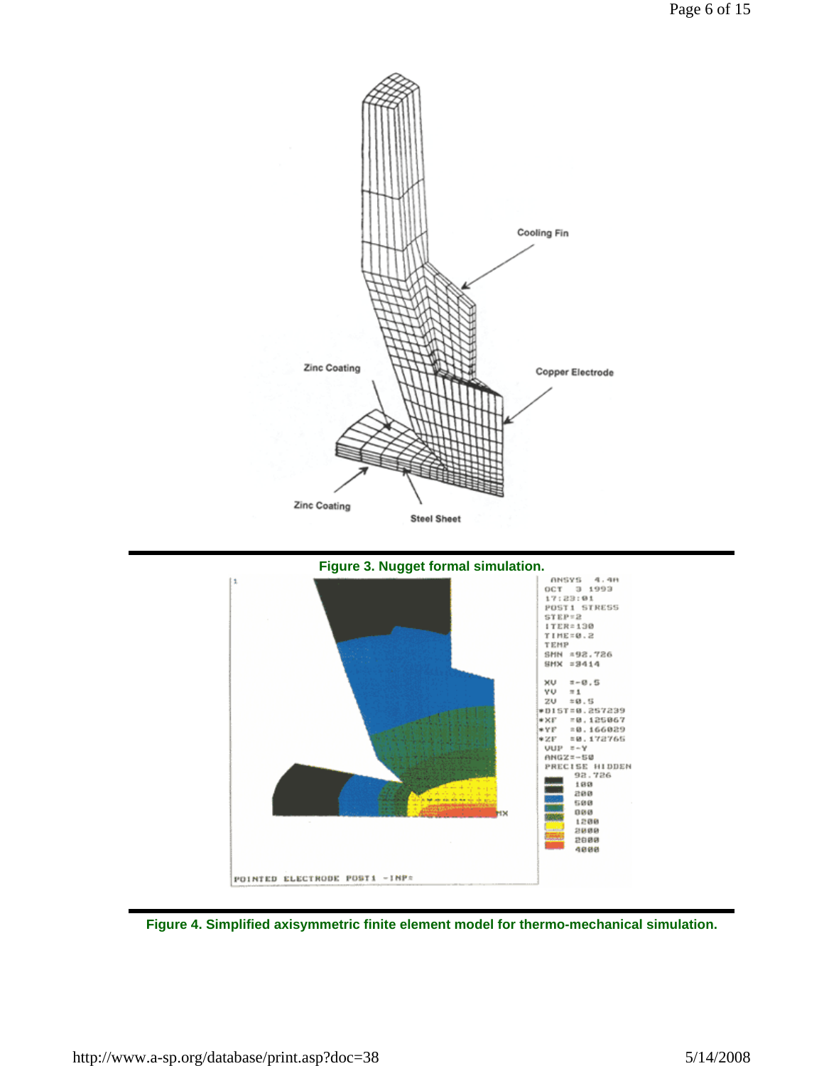Figure 3. Nugget formal simulation.

Figure 4. Simplified axisymmetric finite element model for thermo-mechanical simulation.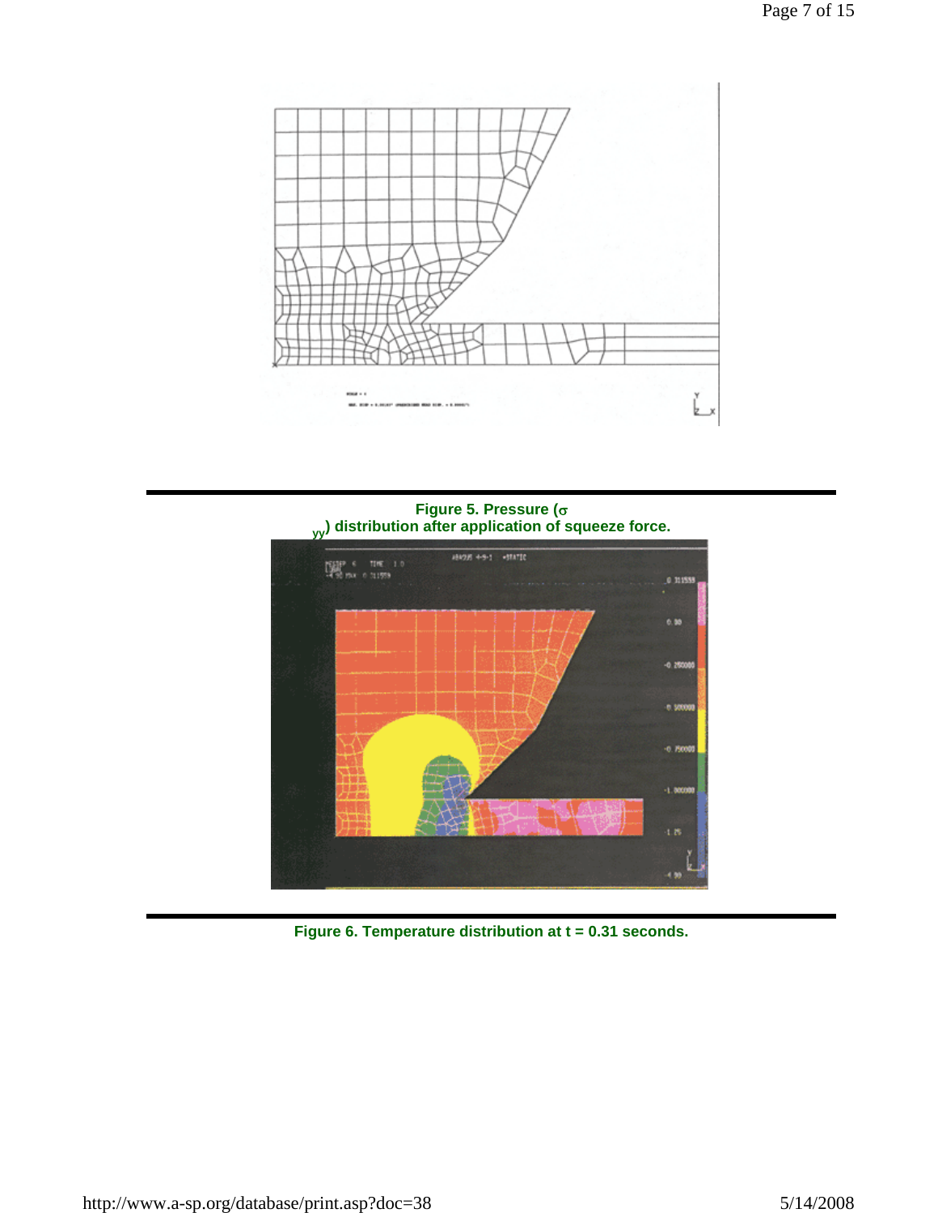Figure 5. Pressure ($\sigma_{yy}$) distribution after application of squeeze force.

Figure 6. Temperature distribution at t = 0.31 seconds.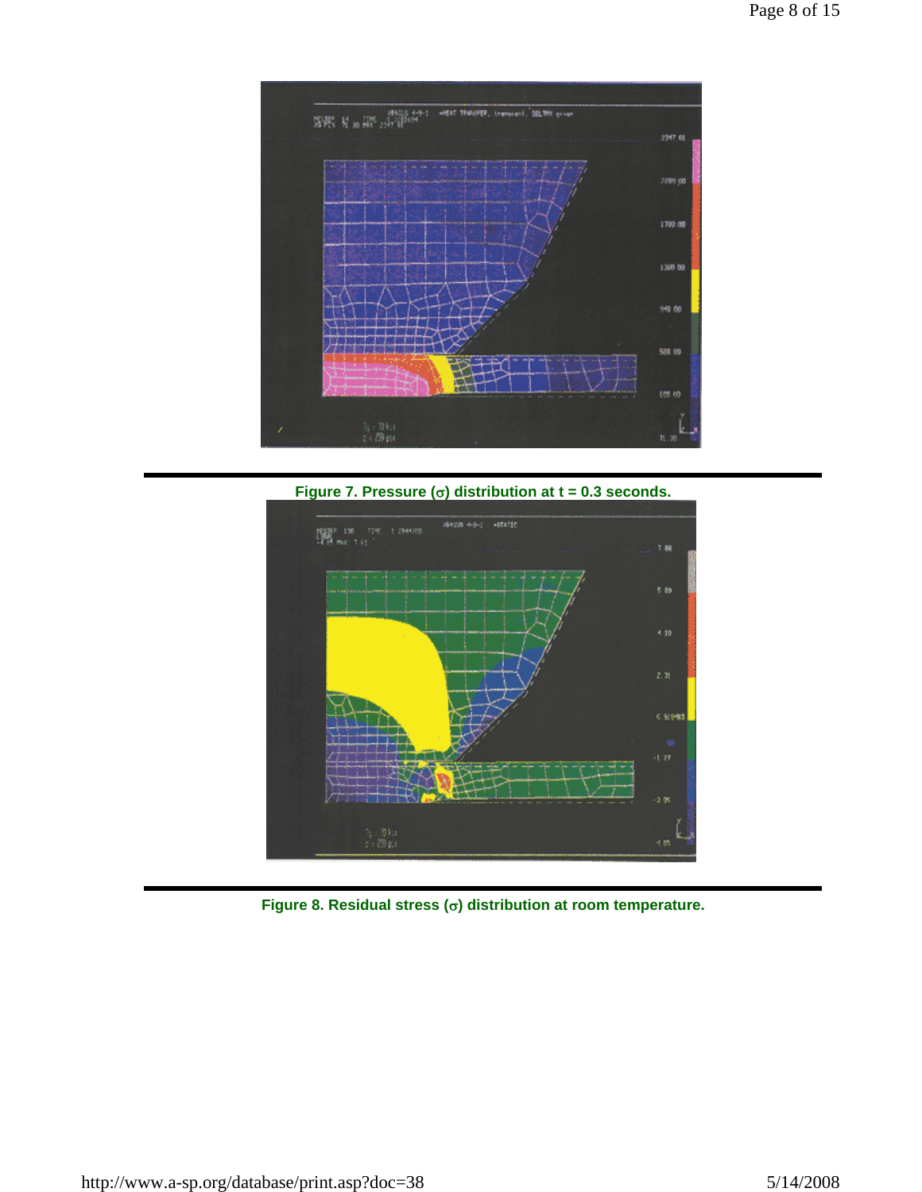Figure 7. Pressure ($\sigma$) distribution at t = 0.3 seconds.

Figure 8. Residual stress ($\sigma$) distribution at room temperature.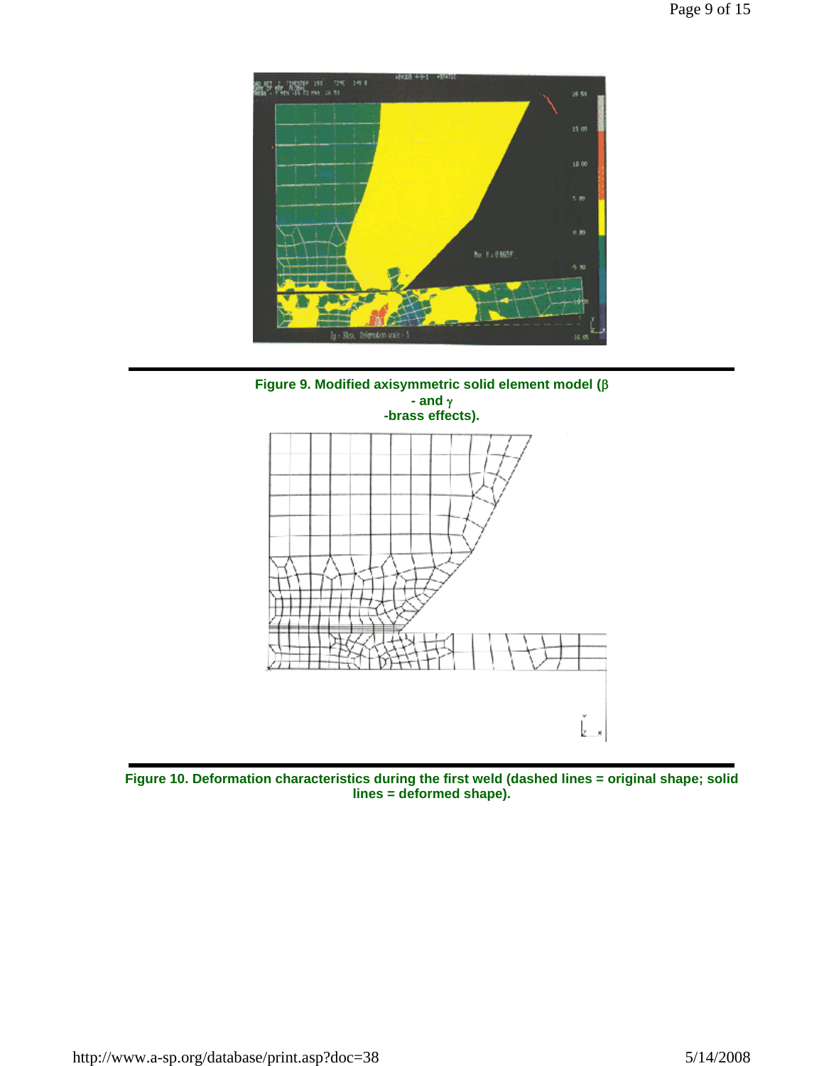**Figure 9. Modified axisymmetric solid element model ($\beta$ - and $\gamma$ -brass effects).**

**Figure 10. Deformation characteristics during the first weld (dashed lines = original shape; solid lines = deformed shape).**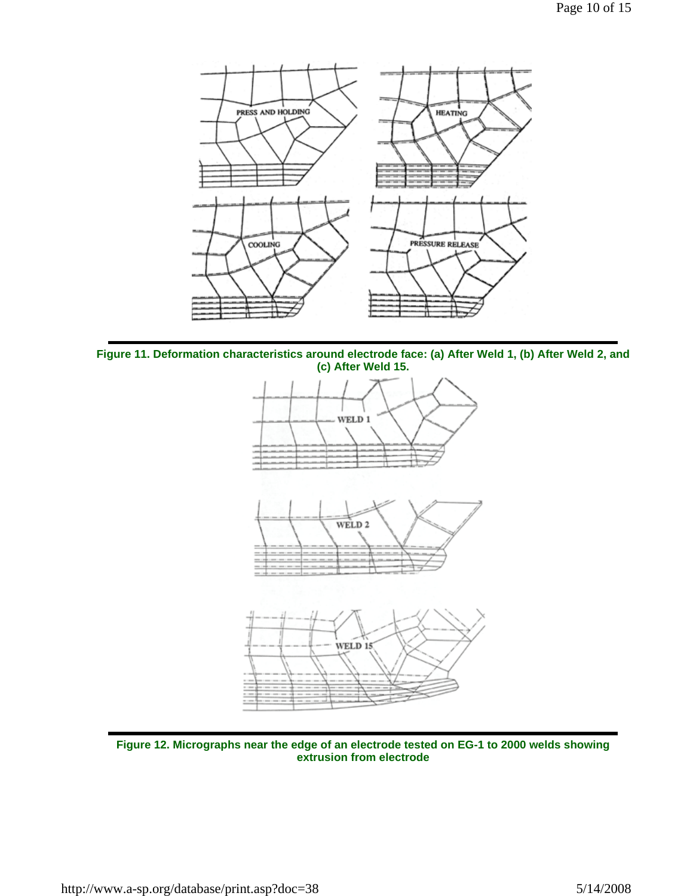**Figure 11. Deformation characteristics around electrode face: (a) After Weld 1, (b) After Weld 2, and (c) After Weld 15.**

**Figure 12. Micrographs near the edge of an electrode tested on EG-1 to 2000 welds showing extrusion from electrode**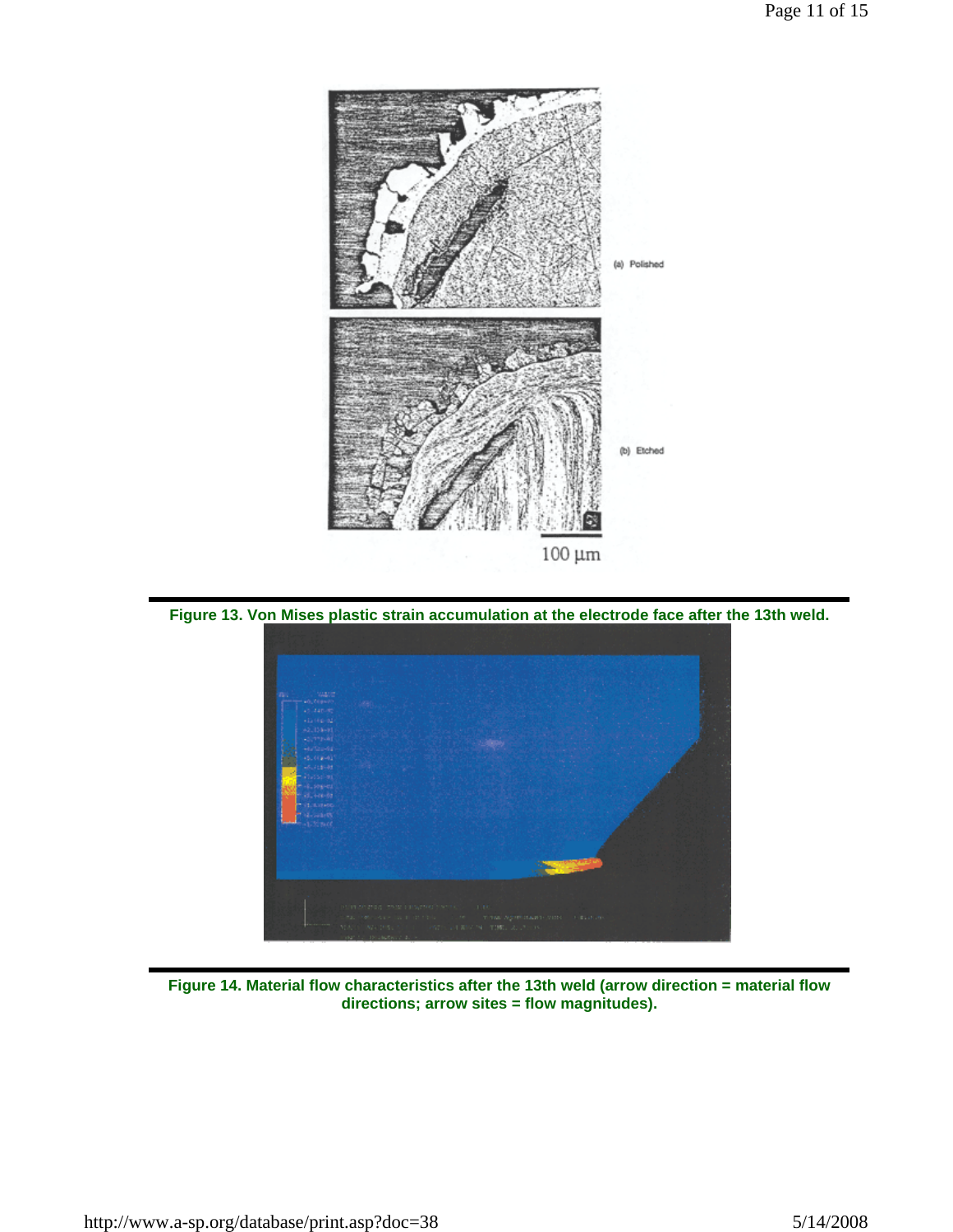(a) Polished

(b) Etched

100 µm

**Figure 13. Von Mises plastic strain accumulation at the electrode face after the 13th weld.**

**Figure 14. Material flow characteristics after the 13th weld (arrow direction = material flow directions; arrow sites = flow magnitudes).**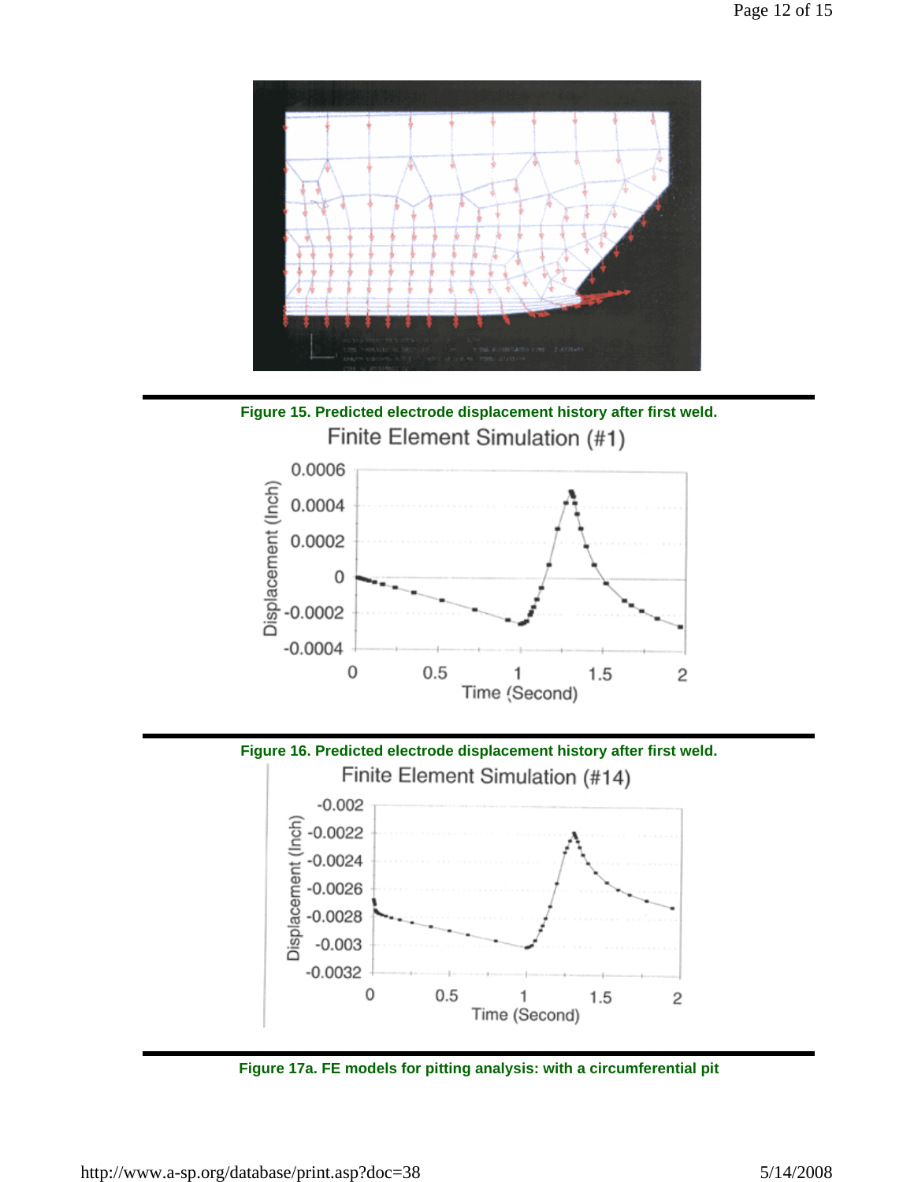Figure 15. Predicted electrode displacement history after first weld.

Figure 16. Predicted electrode displacement history after first weld.

Figure 17a. FE models for pitting analysis: with a circumferential pit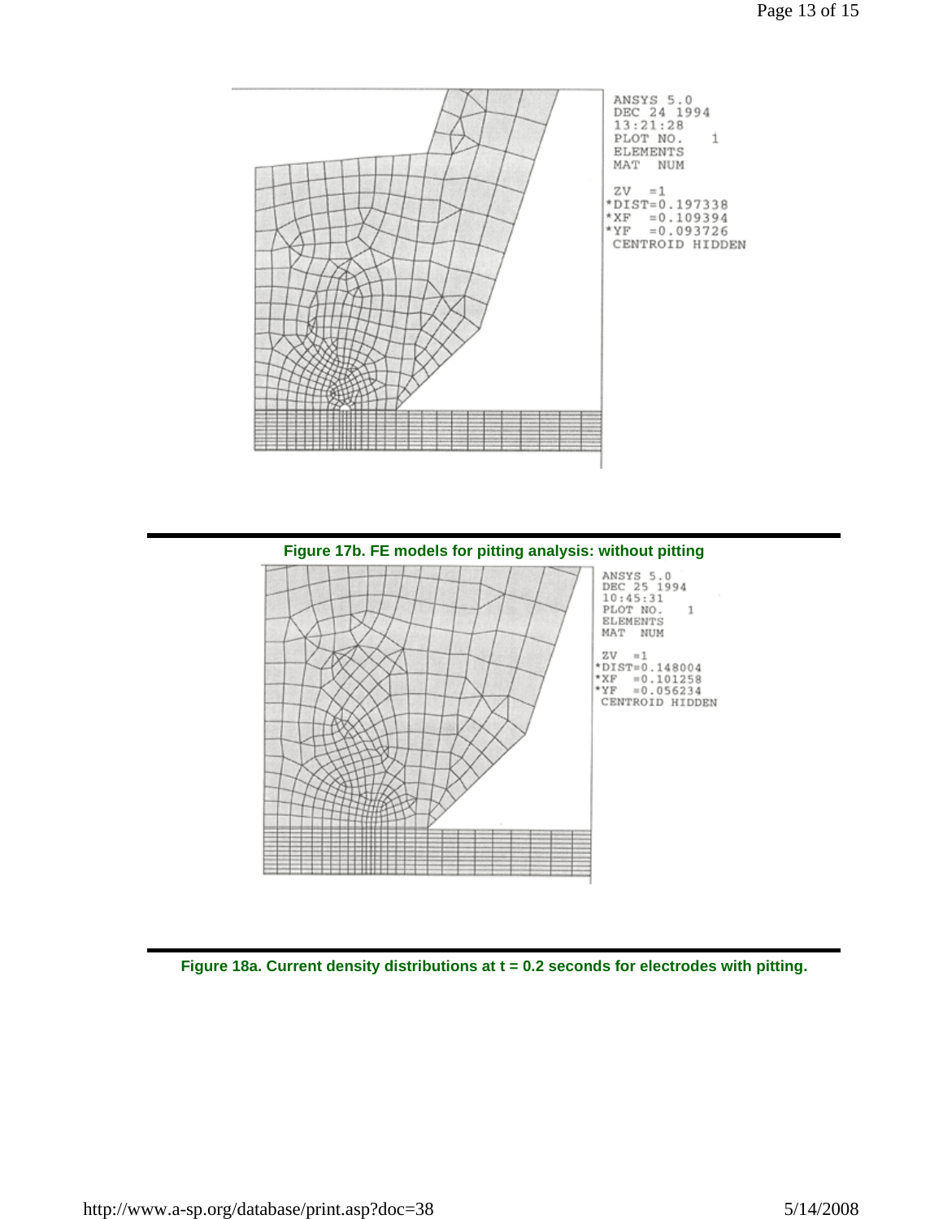ANSYS 5.0
DEC 24 1994
13:21:28
PLOT NO. 1
ELEMENTS
MAT NUM

ZV =1
*DIST=0.197338
*XF =0.109394
*YF =0.093726
CENTROID HIDDEN

**Figure 17b. FE models for pitting analysis: without pitting**

ANSYS 5.0
DEC 25 1994
10:45:31
PLOT NO. 1
ELEMENTS
MAT NUM

ZV =1
*DIST=0.148004
*XF =0.101258
*YF =0.056234
CENTROID HIDDEN

**Figure 18a. Current density distributions at t = 0.2 seconds for electrodes with pitting.**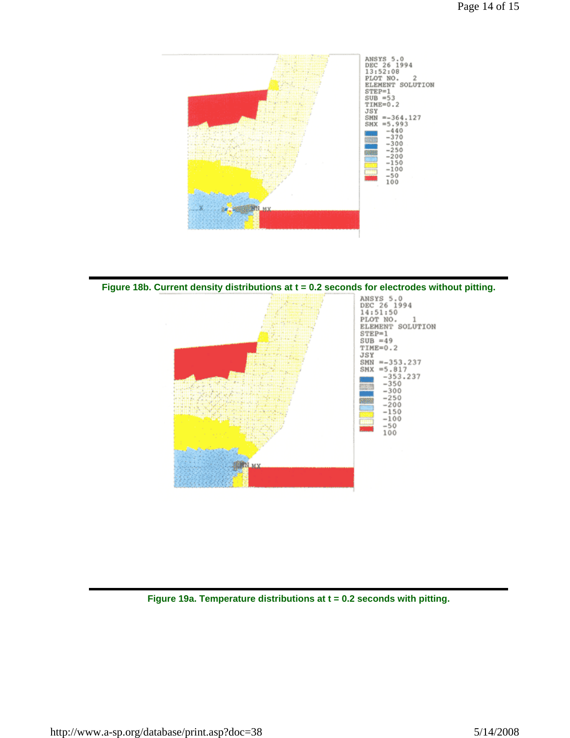Figure 18b. Current density distributions at t = 0.2 seconds for electrodes without pitting.

Figure 19a. Temperature distributions at t = 0.2 seconds with pitting.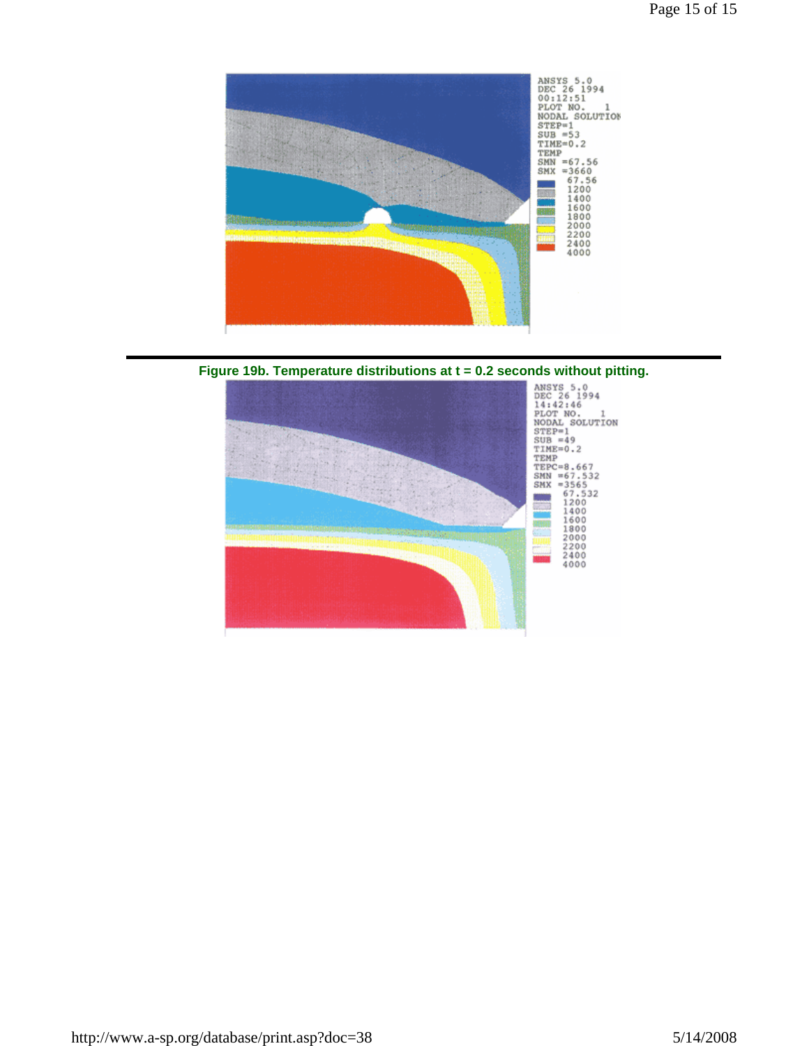ANSYS 5.0
DEC 26 1994
00:12:51
PLOT NO. 1
NODAL SOLUTION
STEP=1
SUB =53
TIME=0.2
TEMP
SMN =67.56
SMX =3660
67.56
1200
1400
1600
1800
2000
2200
2400
4000

**Figure 19b. Temperature distributions at t = 0.2 seconds without pitting.**

ANSYS 5.0
DEC 26 1994
14:42:46
PLOT NO. 1
NODAL SOLUTION
STEP=1
SUB =49
TIME=0.2
TEMP
TEPC=8.667
SMN =67.532
SMX =3565
67.532
1200
1400
1600
1800
2000
2200
2400
4000